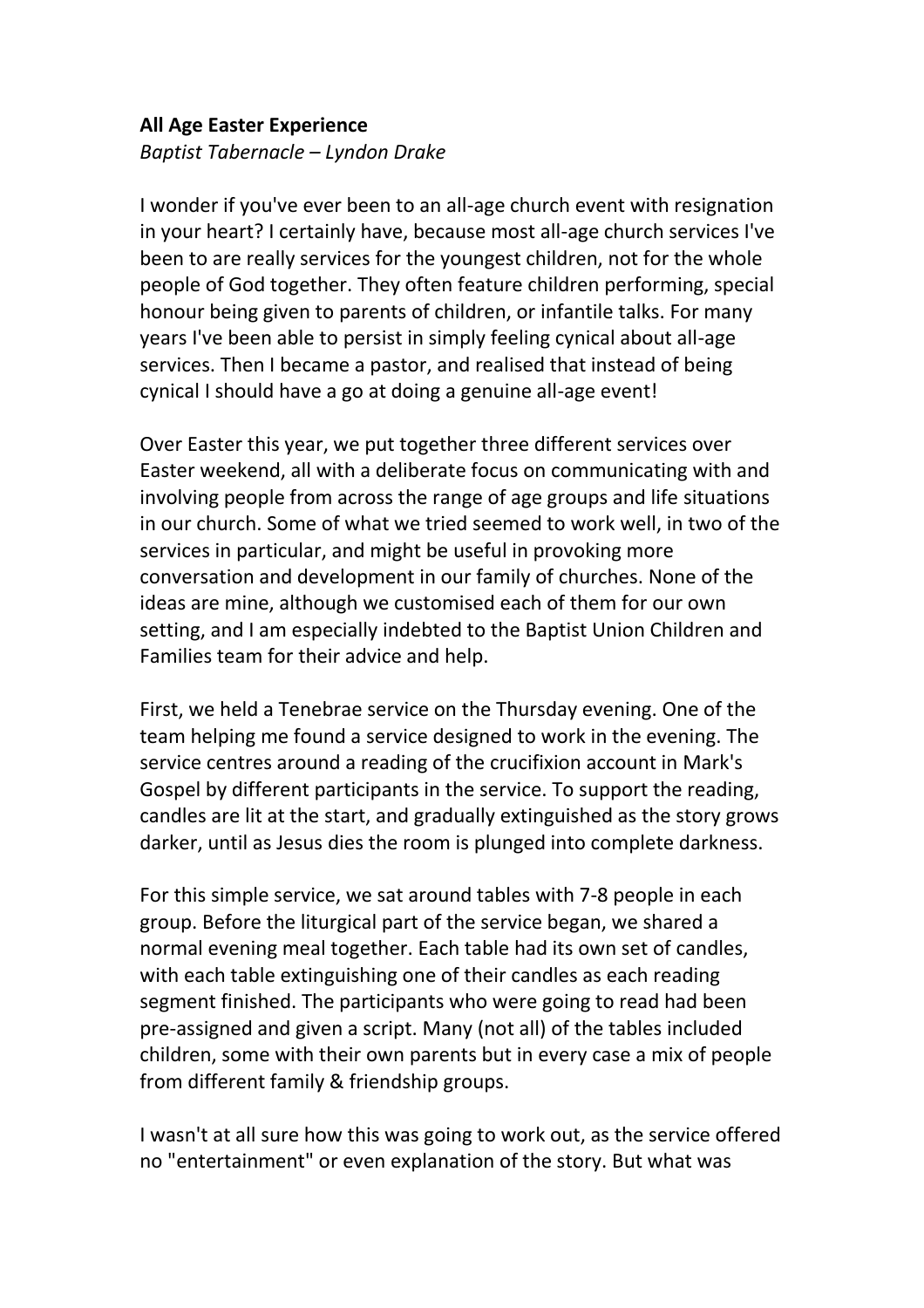**All Age Easter Experience**

*Baptist Tabernacle – Lyndon Drake*

I wonder if you've ever been to an all-age church event with resignation in your heart? I certainly have, because most all-age church services I've been to are really services for the youngest children, not for the whole people of God together. They often feature children performing, special honour being given to parents of children, or infantile talks. For many years I've been able to persist in simply feeling cynical about all-age services. Then I became a pastor, and realised that instead of being cynical I should have a go at doing a genuine all-age event!

Over Easter this year, we put together three different services over Easter weekend, all with a deliberate focus on communicating with and involving people from across the range of age groups and life situations in our church. Some of what we tried seemed to work well, in two of the services in particular, and might be useful in provoking more conversation and development in our family of churches. None of the ideas are mine, although we customised each of them for our own setting, and I am especially indebted to the Baptist Union Children and Families team for their advice and help.

First, we held a Tenebrae service on the Thursday evening. One of the team helping me found a service designed to work in the evening. The service centres around a reading of the crucifixion account in Mark's Gospel by different participants in the service. To support the reading, candles are lit at the start, and gradually extinguished as the story grows darker, until as Jesus dies the room is plunged into complete darkness.

For this simple service, we sat around tables with 7-8 people in each group. Before the liturgical part of the service began, we shared a normal evening meal together. Each table had its own set of candles, with each table extinguishing one of their candles as each reading segment finished. The participants who were going to read had been pre-assigned and given a script. Many (not all) of the tables included children, some with their own parents but in every case a mix of people from different family & friendship groups.

I wasn't at all sure how this was going to work out, as the service offered no "entertainment" or even explanation of the story. But what was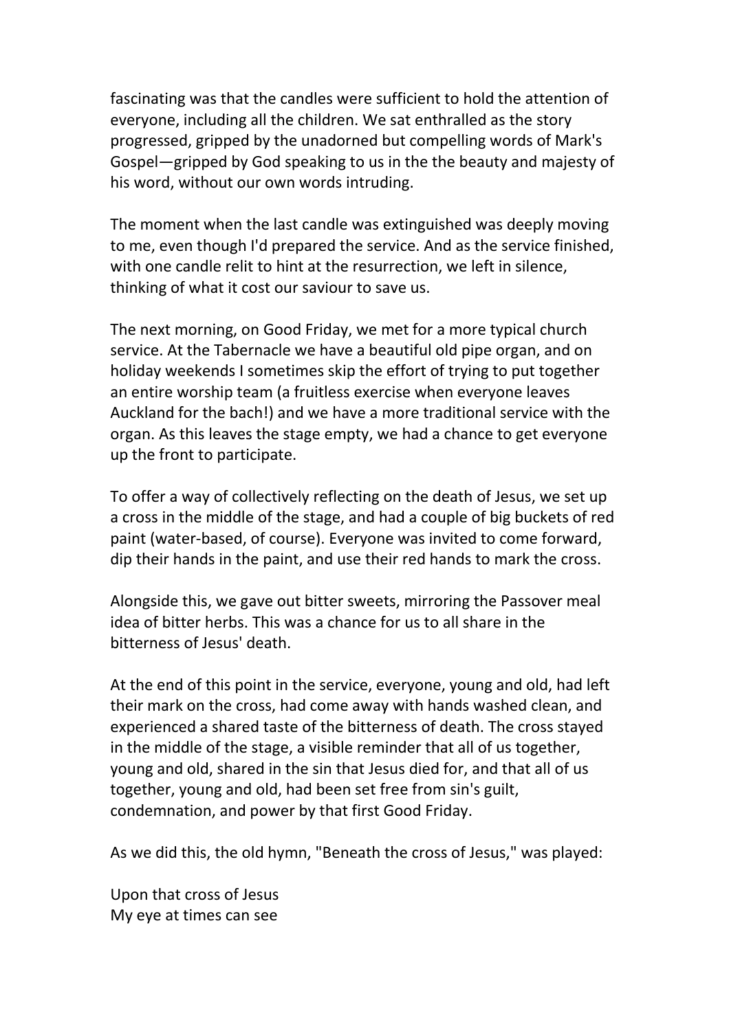fascinating was that the candles were sufficient to hold the attention of everyone, including all the children. We sat enthralled as the story progressed, gripped by the unadorned but compelling words of Mark's Gospel—gripped by God speaking to us in the the beauty and majesty of his word, without our own words intruding.

The moment when the last candle was extinguished was deeply moving to me, even though I'd prepared the service. And as the service finished, with one candle relit to hint at the resurrection, we left in silence, thinking of what it cost our saviour to save us.

The next morning, on Good Friday, we met for a more typical church service. At the Tabernacle we have a beautiful old pipe organ, and on holiday weekends I sometimes skip the effort of trying to put together an entire worship team (a fruitless exercise when everyone leaves Auckland for the bach!) and we have a more traditional service with the organ. As this leaves the stage empty, we had a chance to get everyone up the front to participate.

To offer a way of collectively reflecting on the death of Jesus, we set up a cross in the middle of the stage, and had a couple of big buckets of red paint (water-based, of course). Everyone was invited to come forward, dip their hands in the paint, and use their red hands to mark the cross.

Alongside this, we gave out bitter sweets, mirroring the Passover meal idea of bitter herbs. This was a chance for us to all share in the bitterness of Jesus' death.

At the end of this point in the service, everyone, young and old, had left their mark on the cross, had come away with hands washed clean, and experienced a shared taste of the bitterness of death. The cross stayed in the middle of the stage, a visible reminder that all of us together, young and old, shared in the sin that Jesus died for, and that all of us together, young and old, had been set free from sin's guilt, condemnation, and power by that first Good Friday.

As we did this, the old hymn, "Beneath the cross of Jesus," was played:

Upon that cross of Jesus
My eye at times can see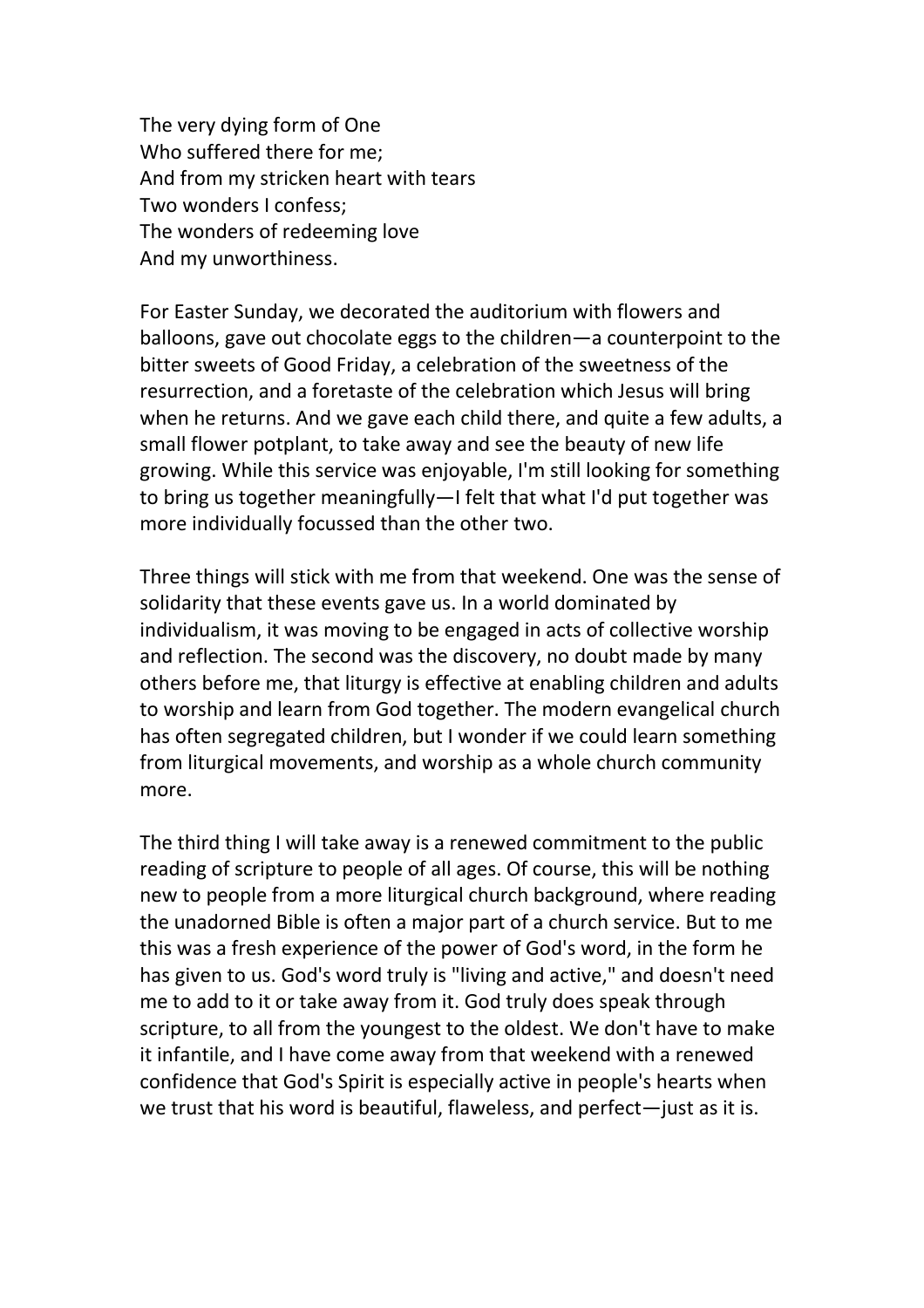The very dying form of One
Who suffered there for me;
And from my stricken heart with tears
Two wonders I confess;
The wonders of redeeming love
And my unworthiness.

For Easter Sunday, we decorated the auditorium with flowers and balloons, gave out chocolate eggs to the children—a counterpoint to the bitter sweets of Good Friday, a celebration of the sweetness of the resurrection, and a foretaste of the celebration which Jesus will bring when he returns. And we gave each child there, and quite a few adults, a small flower potplant, to take away and see the beauty of new life growing. While this service was enjoyable, I'm still looking for something to bring us together meaningfully—I felt that what I'd put together was more individually focussed than the other two.

Three things will stick with me from that weekend. One was the sense of solidarity that these events gave us. In a world dominated by individualism, it was moving to be engaged in acts of collective worship and reflection. The second was the discovery, no doubt made by many others before me, that liturgy is effective at enabling children and adults to worship and learn from God together. The modern evangelical church has often segregated children, but I wonder if we could learn something from liturgical movements, and worship as a whole church community more.

The third thing I will take away is a renewed commitment to the public reading of scripture to people of all ages. Of course, this will be nothing new to people from a more liturgical church background, where reading the unadorned Bible is often a major part of a church service. But to me this was a fresh experience of the power of God's word, in the form he has given to us. God's word truly is "living and active," and doesn't need me to add to it or take away from it. God truly does speak through scripture, to all from the youngest to the oldest. We don't have to make it infantile, and I have come away from that weekend with a renewed confidence that God's Spirit is especially active in people's hearts when we trust that his word is beautiful, flawless, and perfect—just as it is.